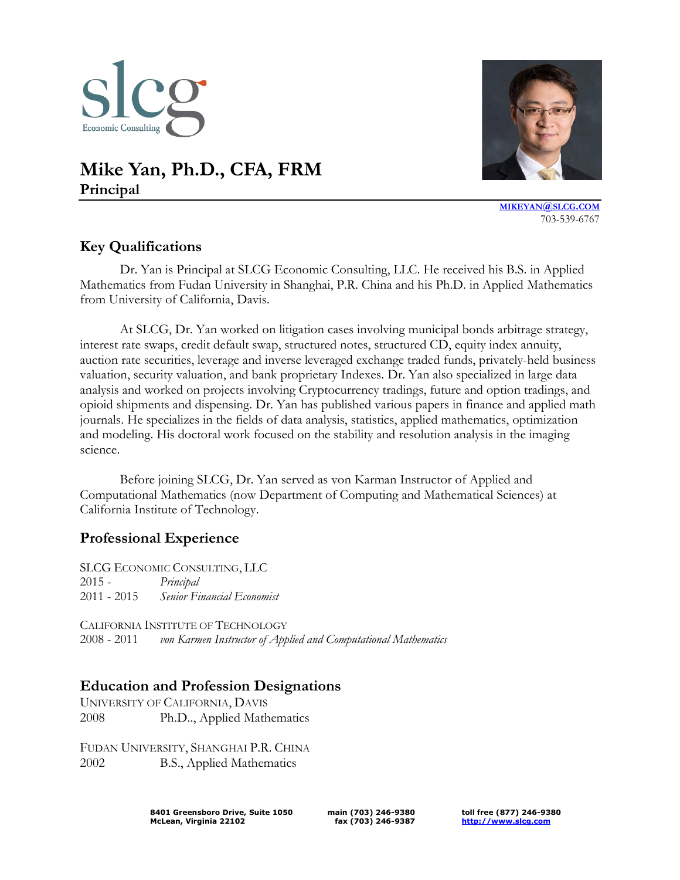slcg
Economic Consulting

# Mike Yan, Ph.D., CFA, FRM

## Principal

[MIKEYAN@SLCG.COM](mailto:MIKEYAN@SLCG.COM)
703-539-6767

## Key Qualifications

Dr. Yan is Principal at SLCG Economic Consulting, LLC. He received his B.S. in Applied Mathematics from Fudan University in Shanghai, P.R. China and his Ph.D. in Applied Mathematics from University of California, Davis.

At SLCG, Dr. Yan worked on litigation cases involving municipal bonds arbitrage strategy, interest rate swaps, credit default swap, structured notes, structured CD, equity index annuity, auction rate securities, leverage and inverse leveraged exchange traded funds, privately-held business valuation, security valuation, and bank proprietary Indexes. Dr. Yan also specialized in large data analysis and worked on projects involving Cryptocurrency tradings, future and option tradings, and opioid shipments and dispensing. Dr. Yan has published various papers in finance and applied math journals. He specializes in the fields of data analysis, statistics, applied mathematics, optimization and modeling. His doctoral work focused on the stability and resolution analysis in the imaging science.

Before joining SLCG, Dr. Yan served as von Karman Instructor of Applied and Computational Mathematics (now Department of Computing and Mathematical Sciences) at California Institute of Technology.

## Professional Experience

SLCG ECONOMIC CONSULTING, LLC
2015 - *Principal*
2011 - 2015 *Senior Financial Economist*

CALIFORNIA INSTITUTE OF TECHNOLOGY
2008 - 2011 *von Karmen Instructor of Applied and Computational Mathematics*

## Education and Profession Designations

UNIVERSITY OF CALIFORNIA, DAVIS
2008 Ph.D.., Applied Mathematics

FUDAN UNIVERSITY, SHANGHAI P.R. CHINA
2002 B.S., Applied Mathematics

**8401 Greensboro Drive, Suite 1050**
**McLean, Virginia 22102**
**main (703) 246-9380**
**fax (703) 246-9387**
**toll free (877) 246-9380**
**[http://www.slcg.com](http://www.slcg.com)**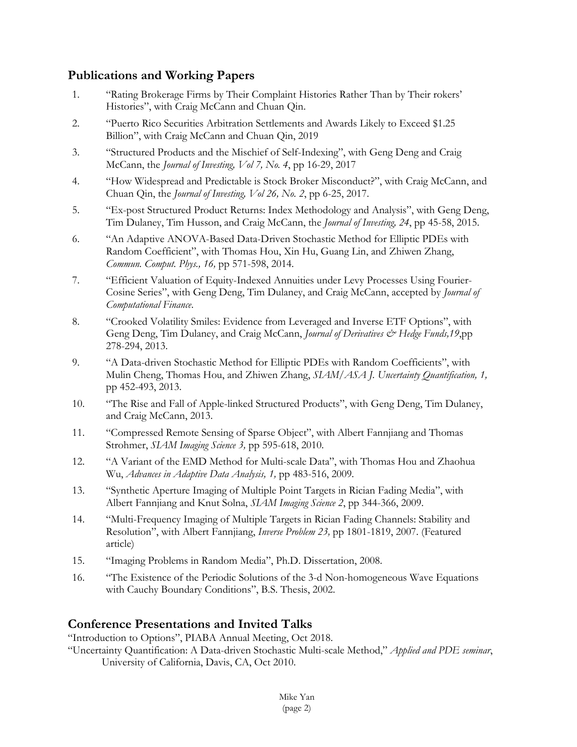## Publications and Working Papers

1. "Rating Brokerage Firms by Their Complaint Histories Rather Than by Their rokers' Histories", with Craig McCann and Chuan Qin.
2. "Puerto Rico Securities Arbitration Settlements and Awards Likely to Exceed $1.25 Billion", with Craig McCann and Chuan Qin, 2019
3. "Structured Products and the Mischief of Self-Indexing", with Geng Deng and Craig McCann, the *Journal of Investing, Vol 7, No. 4*, pp 16-29, 2017
4. "How Widespread and Predictable is Stock Broker Misconduct?", with Craig McCann, and Chuan Qin, the *Journal of Investing, Vol 26, No. 2*, pp 6-25, 2017.
5. "Ex-post Structured Product Returns: Index Methodology and Analysis", with Geng Deng, Tim Dulaney, Tim Husson, and Craig McCann, the *Journal of Investing, 24*, pp 45-58, 2015.
6. "An Adaptive ANOVA-Based Data-Driven Stochastic Method for Elliptic PDEs with Random Coefficient", with Thomas Hou, Xin Hu, Guang Lin, and Zhiwen Zhang, *Commun. Comput. Phys., 16,* pp 571-598, 2014.
7. "Efficient Valuation of Equity-Indexed Annuities under Levy Processes Using Fourier-Cosine Series", with Geng Deng, Tim Dulaney, and Craig McCann, accepted by *Journal of Computational Finance*.
8. "Crooked Volatility Smiles: Evidence from Leveraged and Inverse ETF Options", with Geng Deng, Tim Dulaney, and Craig McCann, *Journal of Derivatives & Hedge Funds,19*,pp 278-294, 2013.
9. "A Data-driven Stochastic Method for Elliptic PDEs with Random Coefficients", with Mulin Cheng, Thomas Hou, and Zhiwen Zhang, *SIAM/ASA J. Uncertainty Quantification, 1,* pp 452-493, 2013.
10. "The Rise and Fall of Apple-linked Structured Products", with Geng Deng, Tim Dulaney, and Craig McCann, 2013.
11. "Compressed Remote Sensing of Sparse Object", with Albert Fannjiang and Thomas Strohmer, *SIAM Imaging Science 3,* pp 595-618, 2010.
12. "A Variant of the EMD Method for Multi-scale Data", with Thomas Hou and Zhaohua Wu, *Advances in Adaptive Data Analysis, 1,* pp 483-516, 2009.
13. "Synthetic Aperture Imaging of Multiple Point Targets in Rician Fading Media", with Albert Fannjiang and Knut Solna, *SIAM Imaging Science 2*, pp 344-366, 2009.
14. "Multi-Frequency Imaging of Multiple Targets in Rician Fading Channels: Stability and Resolution", with Albert Fannjiang, *Inverse Problem 23,* pp 1801-1819, 2007. (Featured article)
15. "Imaging Problems in Random Media", Ph.D. Dissertation, 2008.
16. "The Existence of the Periodic Solutions of the 3-d Non-homogeneous Wave Equations with Cauchy Boundary Conditions", B.S. Thesis, 2002.

## Conference Presentations and Invited Talks

"Introduction to Options", PIABA Annual Meeting, Oct 2018.

"Uncertainty Quantification: A Data-driven Stochastic Multi-scale Method," *Applied and PDE seminar*, University of California, Davis, CA, Oct 2010.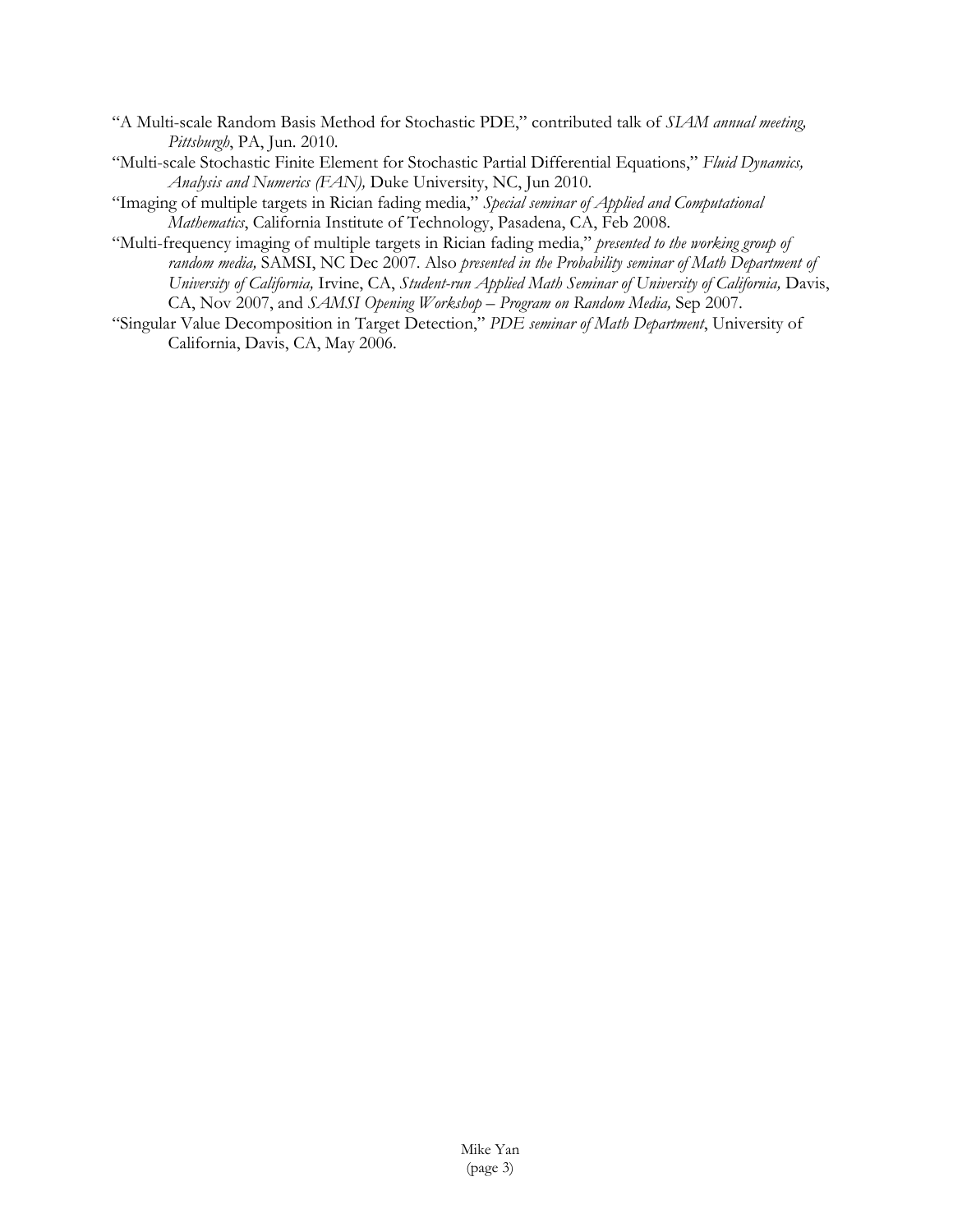"A Multi-scale Random Basis Method for Stochastic PDE," contributed talk of *SIAM annual meeting, Pittsburgh*, PA, Jun. 2010.

"Multi-scale Stochastic Finite Element for Stochastic Partial Differential Equations," *Fluid Dynamics, Analysis and Numerics (FAN),* Duke University, NC, Jun 2010.

"Imaging of multiple targets in Rician fading media," *Special seminar of Applied and Computational Mathematics*, California Institute of Technology, Pasadena, CA, Feb 2008.

"Multi-frequency imaging of multiple targets in Rician fading media," *presented to the working group of random media,* SAMSI, NC Dec 2007. Also *presented in the Probability seminar of Math Department of University of California,* Irvine, CA, *Student-run Applied Math Seminar of University of California,* Davis, CA, Nov 2007, and *SAMSI Opening Workshop – Program on Random Media,* Sep 2007.

"Singular Value Decomposition in Target Detection," *PDE seminar of Math Department*, University of California, Davis, CA, May 2006.